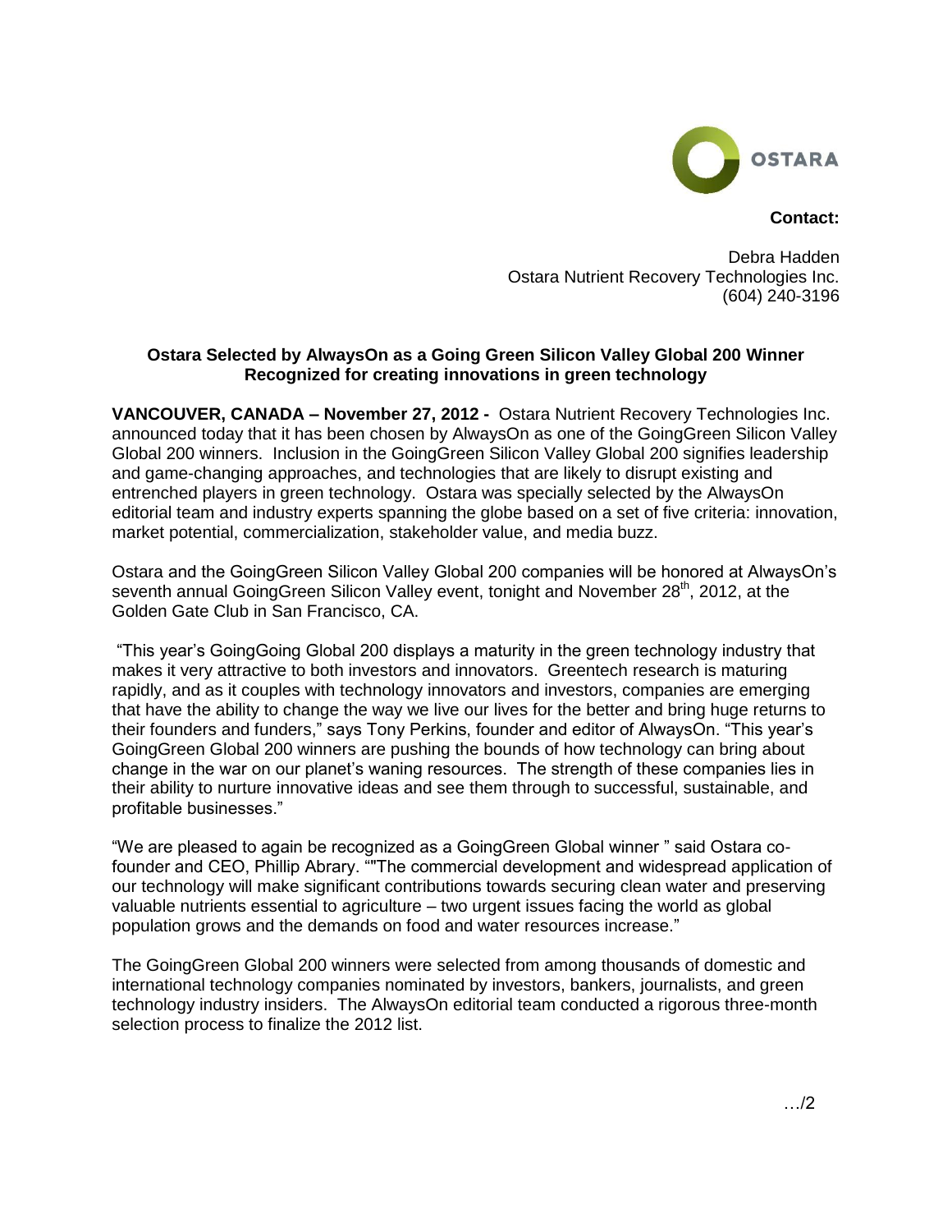OSTARA

**Contact:**

Debra Hadden
Ostara Nutrient Recovery Technologies Inc.
(604) 240-3196

**Ostara Selected by AlwaysOn as a Going Green Silicon Valley Global 200 Winner**
**Recognized for creating innovations in green technology**

**VANCOUVER, CANADA – November 27, 2012 -** Ostara Nutrient Recovery Technologies Inc. announced today that it has been chosen by AlwaysOn as one of the GoingGreen Silicon Valley Global 200 winners. Inclusion in the GoingGreen Silicon Valley Global 200 signifies leadership and game-changing approaches, and technologies that are likely to disrupt existing and entrenched players in green technology. Ostara was specially selected by the AlwaysOn editorial team and industry experts spanning the globe based on a set of five criteria: innovation, market potential, commercialization, stakeholder value, and media buzz.

Ostara and the GoingGreen Silicon Valley Global 200 companies will be honored at AlwaysOn's seventh annual GoingGreen Silicon Valley event, tonight and November 28th, 2012, at the Golden Gate Club in San Francisco, CA.

"This year's GoingGoing Global 200 displays a maturity in the green technology industry that makes it very attractive to both investors and innovators. Greentech research is maturing rapidly, and as it couples with technology innovators and investors, companies are emerging that have the ability to change the way we live our lives for the better and bring huge returns to their founders and funders," says Tony Perkins, founder and editor of AlwaysOn. "This year's GoingGreen Global 200 winners are pushing the bounds of how technology can bring about change in the war on our planet's waning resources. The strength of these companies lies in their ability to nurture innovative ideas and see them through to successful, sustainable, and profitable businesses."

"We are pleased to again be recognized as a GoingGreen Global winner " said Ostara co-founder and CEO, Phillip Abrary. ""The commercial development and widespread application of our technology will make significant contributions towards securing clean water and preserving valuable nutrients essential to agriculture – two urgent issues facing the world as global population grows and the demands on food and water resources increase."

The GoingGreen Global 200 winners were selected from among thousands of domestic and international technology companies nominated by investors, bankers, journalists, and green technology industry insiders. The AlwaysOn editorial team conducted a rigorous three-month selection process to finalize the 2012 list.

…/2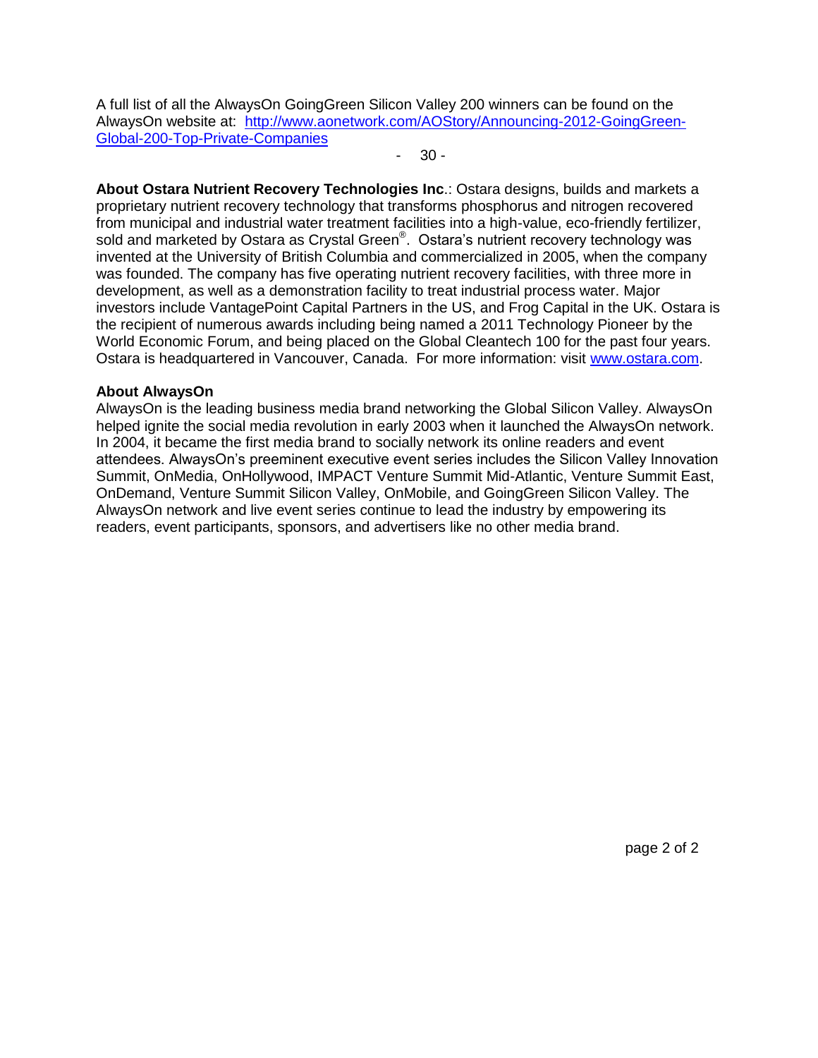A full list of all the AlwaysOn GoingGreen Silicon Valley 200 winners can be found on the AlwaysOn website at: [http://www.aonetwork.com/AOStory/Announcing-2012-GoingGreen-Global-200-Top-Private-Companies](http://www.aonetwork.com/AOStory/Announcing-2012-GoingGreen-Global-200-Top-Private-Companies)

\- 30 -

**About Ostara Nutrient Recovery Technologies Inc**.: Ostara designs, builds and markets a proprietary nutrient recovery technology that transforms phosphorus and nitrogen recovered from municipal and industrial water treatment facilities into a high-value, eco-friendly fertilizer, sold and marketed by Ostara as Crystal Green®. Ostara's nutrient recovery technology was invented at the University of British Columbia and commercialized in 2005, when the company was founded. The company has five operating nutrient recovery facilities, with three more in development, as well as a demonstration facility to treat industrial process water. Major investors include VantagePoint Capital Partners in the US, and Frog Capital in the UK. Ostara is the recipient of numerous awards including being named a 2011 Technology Pioneer by the World Economic Forum, and being placed on the Global Cleantech 100 for the past four years. Ostara is headquartered in Vancouver, Canada. For more information: visit [www.ostara.com](http://www.ostara.com).

**About AlwaysOn**

AlwaysOn is the leading business media brand networking the Global Silicon Valley. AlwaysOn helped ignite the social media revolution in early 2003 when it launched the AlwaysOn network. In 2004, it became the first media brand to socially network its online readers and event attendees. AlwaysOn's preeminent executive event series includes the Silicon Valley Innovation Summit, OnMedia, OnHollywood, IMPACT Venture Summit Mid-Atlantic, Venture Summit East, OnDemand, Venture Summit Silicon Valley, OnMobile, and GoingGreen Silicon Valley. The AlwaysOn network and live event series continue to lead the industry by empowering its readers, event participants, sponsors, and advertisers like no other media brand.